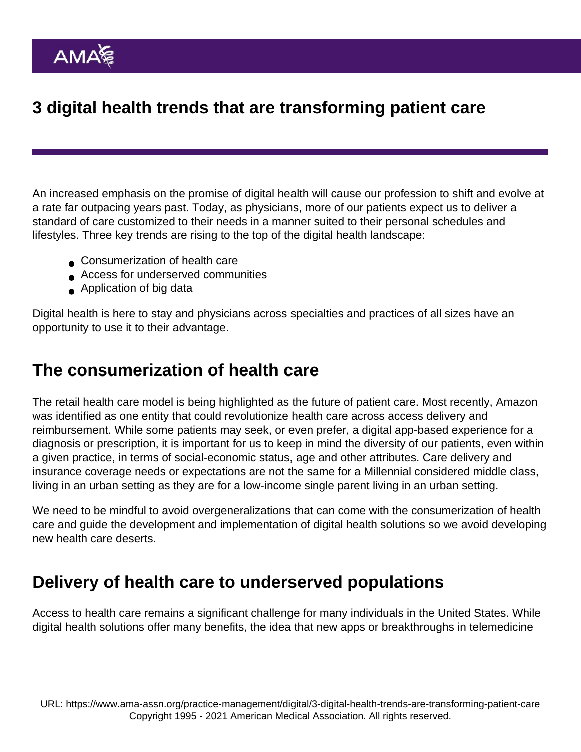# 3 digital health trends that are transforming patient care

An increased emphasis on the promise of digital health will cause our profession to shift and evolve at a rate far outpacing years past. Today, as physicians, more of our patients expect us to deliver a standard of care customized to their needs in a manner suited to their personal schedules and lifestyles. Three key trends are rising to the top of the digital health landscape:

- Consumerization of health care
- Access for underserved communities
- Application of big data

Digital health is here to stay and physicians across specialties and practices of all sizes have an opportunity to use it to their advantage.

## The consumerization of health care

The retail health care model is being highlighted as the future of patient care. Most recently, Amazon was identified as one entity that could revolutionize health care across access delivery and reimbursement. While some patients may seek, or even prefer, a digital app-based experience for a diagnosis or prescription, it is important for us to keep in mind the diversity of our patients, even within a given practice, in terms of social-economic status, age and other attributes. Care delivery and insurance coverage needs or expectations are not the same for a Millennial considered middle class, living in an urban setting as they are for a low-income single parent living in an urban setting.

We need to be mindful to avoid overgeneralizations that can come with the consumerization of health care and guide the development and implementation of digital health solutions so we avoid developing new health care deserts.

## Delivery of health care to underserved populations

Access to health care remains a significant challenge for many individuals in the United States. While digital health solutions offer many benefits, the idea that new apps or breakthroughs in telemedicine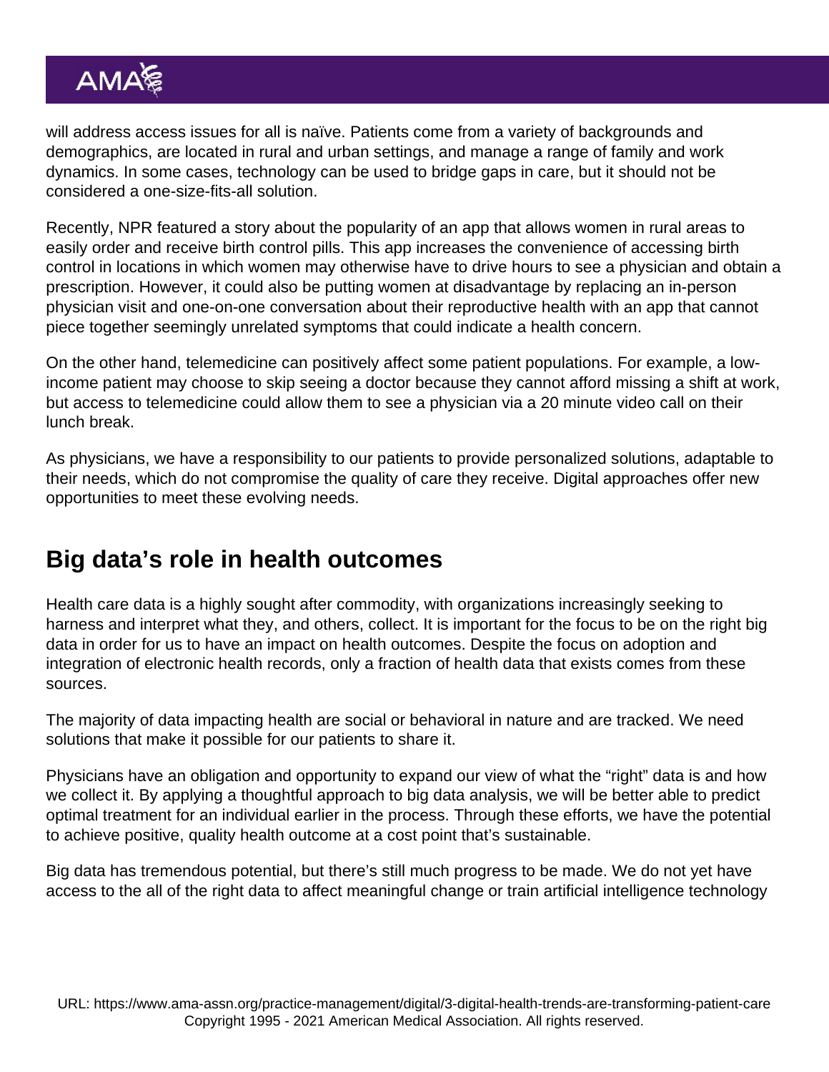will address access issues for all is naïve. Patients come from a variety of backgrounds and demographics, are located in rural and urban settings, and manage a range of family and work dynamics. In some cases, technology can be used to bridge gaps in care, but it should not be considered a one-size-fits-all solution.

Recently, NPR featured a story about the popularity of an app that allows women in rural areas to easily order and receive birth control pills. This app increases the convenience of accessing birth control in locations in which women may otherwise have to drive hours to see a physician and obtain a prescription. However, it could also be putting women at disadvantage by replacing an in-person physician visit and one-on-one conversation about their reproductive health with an app that cannot piece together seemingly unrelated symptoms that could indicate a health concern.

On the other hand, telemedicine can positively affect some patient populations. For example, a low-income patient may choose to skip seeing a doctor because they cannot afford missing a shift at work, but access to telemedicine could allow them to see a physician via a 20 minute video call on their lunch break.

As physicians, we have a responsibility to our patients to provide personalized solutions, adaptable to their needs, which do not compromise the quality of care they receive. Digital approaches offer new opportunities to meet these evolving needs.

## Big data's role in health outcomes

Health care data is a highly sought after commodity, with organizations increasingly seeking to harness and interpret what they, and others, collect. It is important for the focus to be on the right big data in order for us to have an impact on health outcomes. Despite the focus on adoption and integration of electronic health records, only a fraction of health data that exists comes from these sources.

The majority of data impacting health are social or behavioral in nature and are tracked. We need solutions that make it possible for our patients to share it.

Physicians have an obligation and opportunity to expand our view of what the "right" data is and how we collect it. By applying a thoughtful approach to big data analysis, we will be better able to predict optimal treatment for an individual earlier in the process. Through these efforts, we have the potential to achieve positive, quality health outcome at a cost point that's sustainable.

Big data has tremendous potential, but there's still much progress to be made. We do not yet have access to the all of the right data to affect meaningful change or train artificial intelligence technology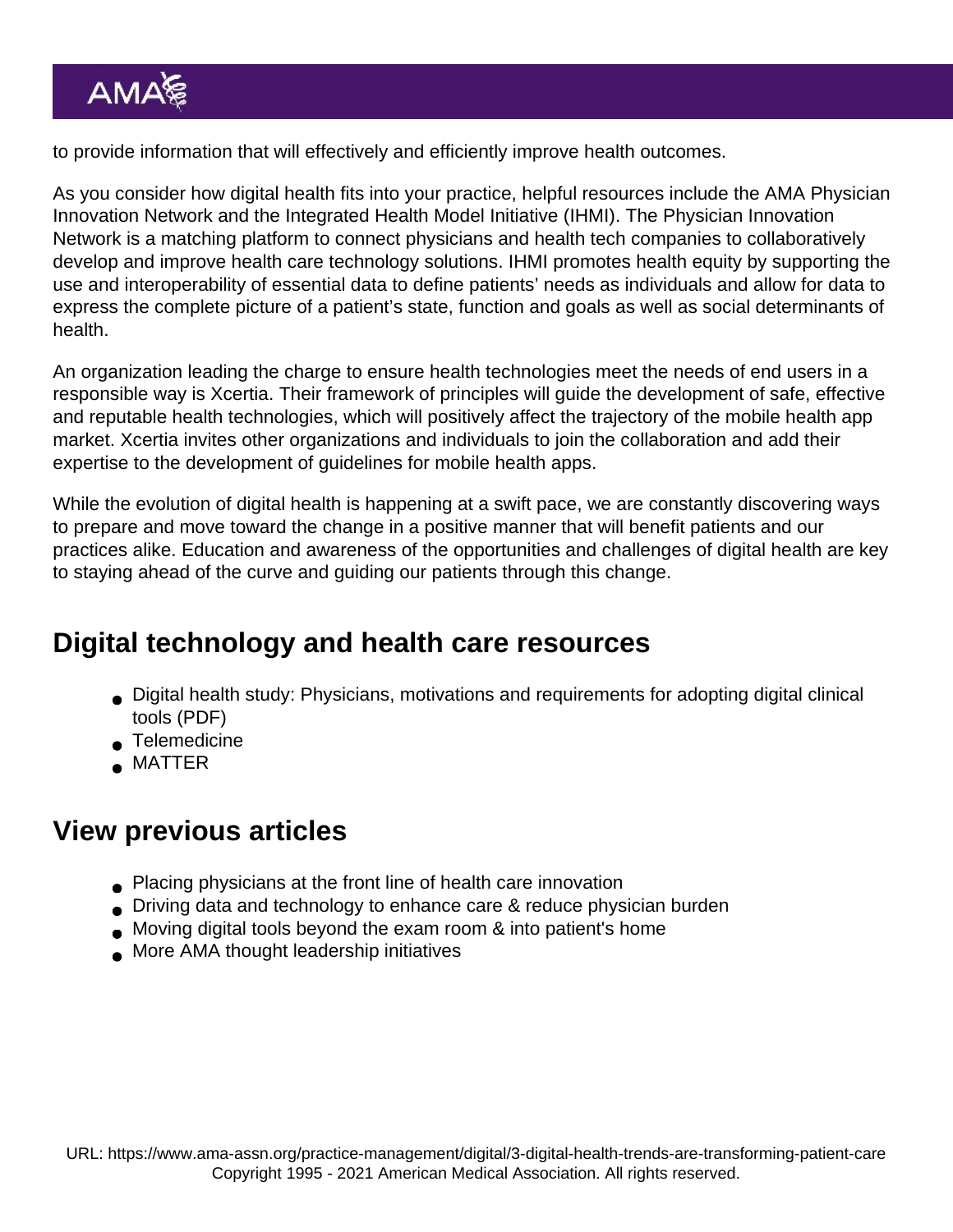to provide information that will effectively and efficiently improve health outcomes.

As you consider how digital health fits into your practice, helpful resources include the AMA Physician Innovation Network and the Integrated Health Model Initiative (IHMI). The Physician Innovation Network is a matching platform to connect physicians and health tech companies to collaboratively develop and improve health care technology solutions. IHMI promotes health equity by supporting the use and interoperability of essential data to define patients' needs as individuals and allow for data to express the complete picture of a patient's state, function and goals as well as social determinants of health.

An organization leading the charge to ensure health technologies meet the needs of end users in a responsible way is Xcertia. Their framework of principles will guide the development of safe, effective and reputable health technologies, which will positively affect the trajectory of the mobile health app market. Xcertia invites other organizations and individuals to join the collaboration and add their expertise to the development of guidelines for mobile health apps.

While the evolution of digital health is happening at a swift pace, we are constantly discovering ways to prepare and move toward the change in a positive manner that will benefit patients and our practices alike. Education and awareness of the opportunities and challenges of digital health are key to staying ahead of the curve and guiding our patients through this change.

## Digital technology and health care resources

- Digital health study: Physicians, motivations and requirements for adopting digital clinical tools (PDF)
- Telemedicine
- MATTER

## View previous articles

- Placing physicians at the front line of health care innovation
- Driving data and technology to enhance care & reduce physician burden
- Moving digital tools beyond the exam room & into patient's home
- More AMA thought leadership initiatives